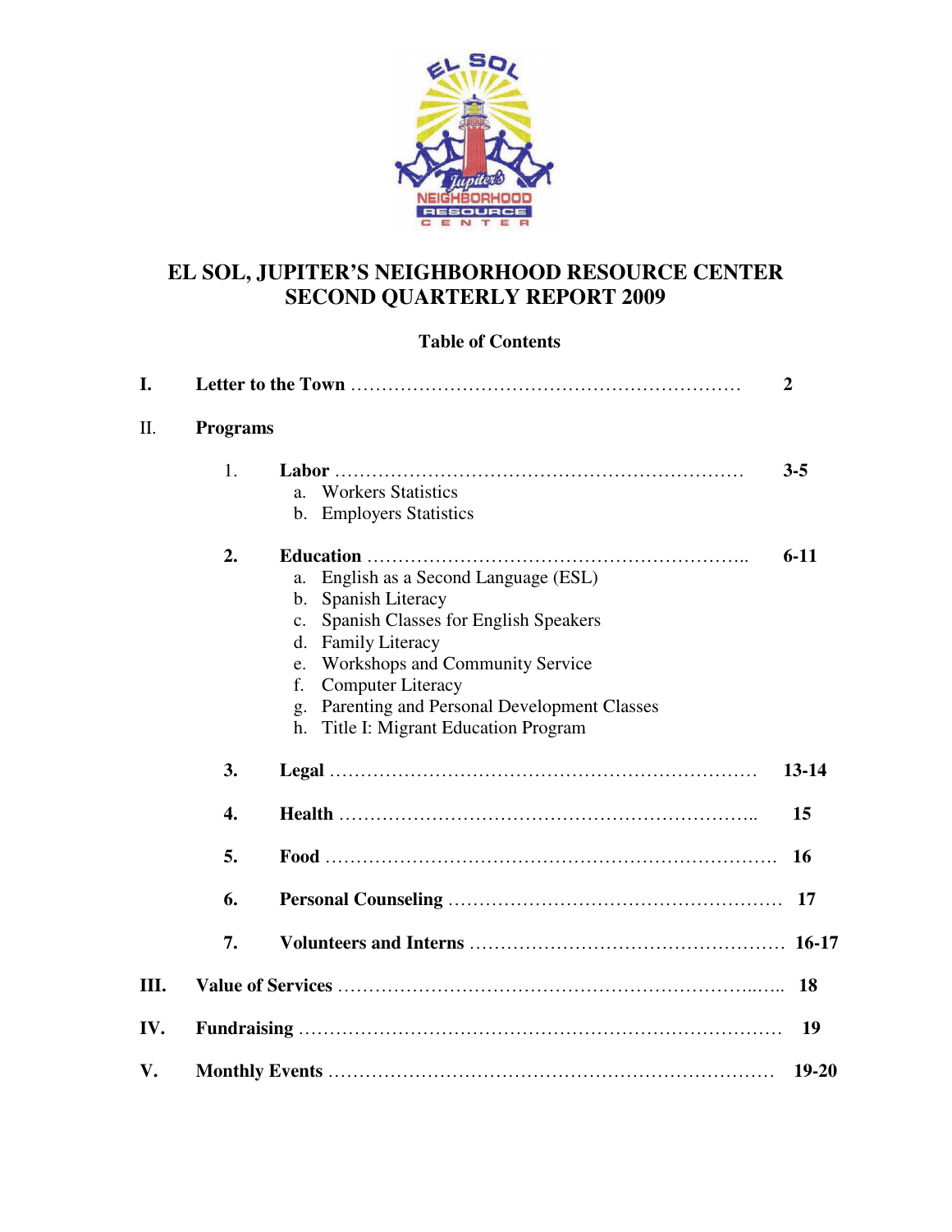# EL SOL, JUPITER'S NEIGHBORHOOD RESOURCE CENTER
# SECOND QUARTERLY REPORT 2009

## Table of Contents

**I. Letter to the Town** ........................................................ **2**

II. **Programs**

1. **Labor** ........................................................ **3-5**
   a. Workers Statistics
   b. Employers Statistics

2. **Education** ........................................................ **6-11**
   a. English as a Second Language (ESL)
   b. Spanish Literacy
   c. Spanish Classes for English Speakers
   d. Family Literacy
   e. Workshops and Community Service
   f. Computer Literacy
   g. Parenting and Personal Development Classes
   h. Title I: Migrant Education Program

3. **Legal** ........................................................ **13-14**

4. **Health** ........................................................ **15**

5. **Food** ........................................................ **16**

6. **Personal Counseling** ........................................................ **17**

7. **Volunteers and Interns** ........................................................ **16-17**

**III. Value of Services** ........................................................ **18**

**IV. Fundraising** ........................................................ **19**

**V. Monthly Events** ........................................................ **19-20**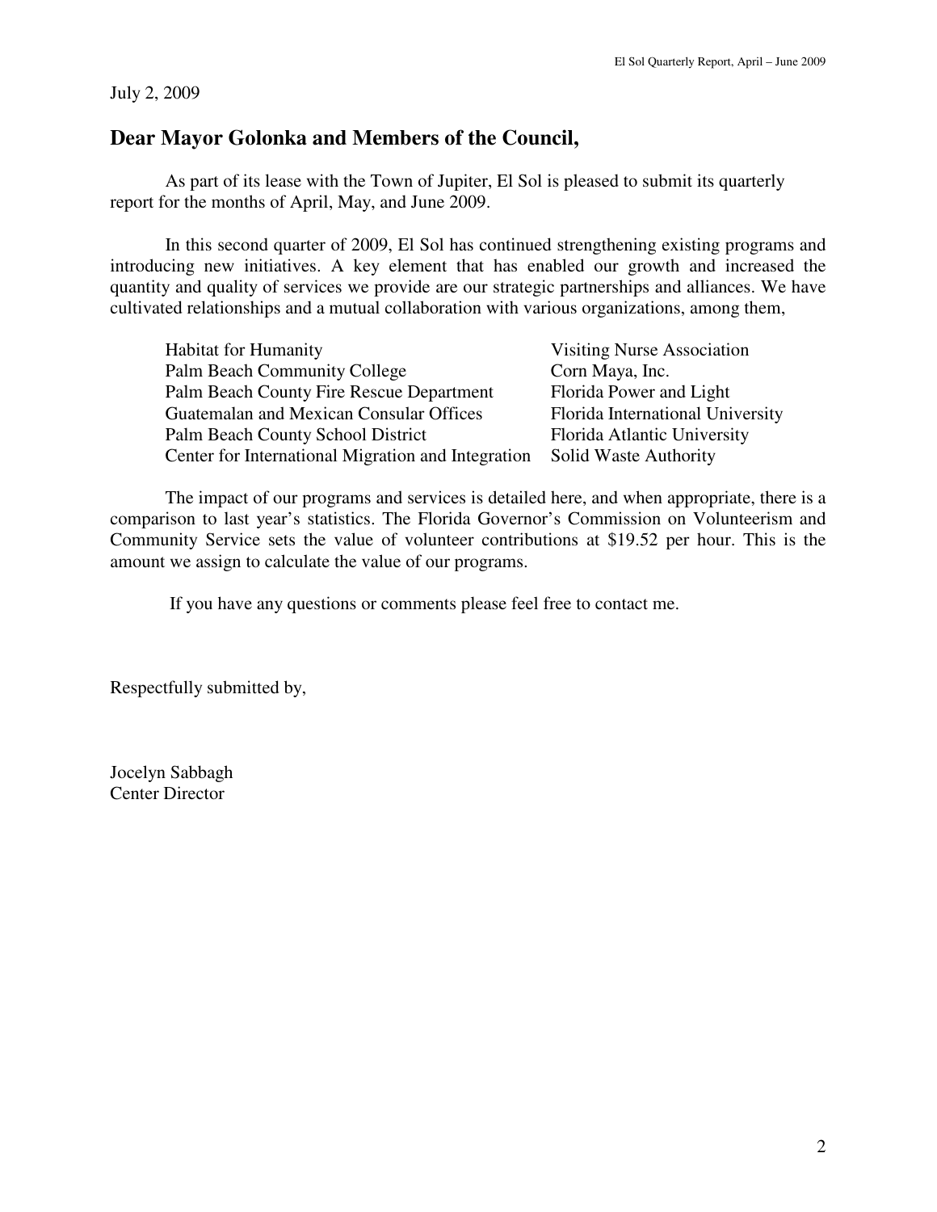July 2, 2009

## Dear Mayor Golonka and Members of the Council,

As part of its lease with the Town of Jupiter, El Sol is pleased to submit its quarterly report for the months of April, May, and June 2009.

In this second quarter of 2009, El Sol has continued strengthening existing programs and introducing new initiatives. A key element that has enabled our growth and increased the quantity and quality of services we provide are our strategic partnerships and alliances. We have cultivated relationships and a mutual collaboration with various organizations, among them,

- Habitat for Humanity
- Palm Beach Community College
- Palm Beach County Fire Rescue Department
- Guatemalan and Mexican Consular Offices
- Palm Beach County School District
- Center for International Migration and Integration
- Visiting Nurse Association
- Corn Maya, Inc.
- Florida Power and Light
- Florida International University
- Florida Atlantic University
- Solid Waste Authority

The impact of our programs and services is detailed here, and when appropriate, there is a comparison to last year's statistics. The Florida Governor's Commission on Volunteerism and Community Service sets the value of volunteer contributions at $19.52 per hour. This is the amount we assign to calculate the value of our programs.

If you have any questions or comments please feel free to contact me.

Respectfully submitted by,

Jocelyn Sabbagh
Center Director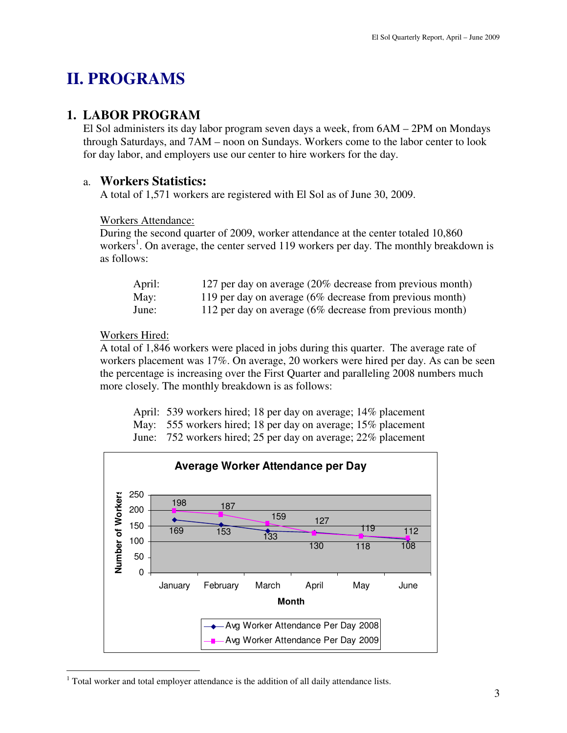# II. PROGRAMS

## 1. LABOR PROGRAM

El Sol administers its day labor program seven days a week, from 6AM – 2PM on Mondays through Saturdays, and 7AM – noon on Sundays. Workers come to the labor center to look for day labor, and employers use our center to hire workers for the day.

### a. Workers Statistics:

A total of 1,571 workers are registered with El Sol as of June 30, 2009.

Workers Attendance:

During the second quarter of 2009, worker attendance at the center totaled 10,860 workers[1]. On average, the center served 119 workers per day. The monthly breakdown is as follows:

April: 127 per day on average (20% decrease from previous month)
May: 119 per day on average (6% decrease from previous month)
June: 112 per day on average (6% decrease from previous month)

Workers Hired:

A total of 1,846 workers were placed in jobs during this quarter. The average rate of workers placement was 17%. On average, 20 workers were hired per day. As can be seen the percentage is increasing over the First Quarter and paralleling 2008 numbers much more closely. The monthly breakdown is as follows:

April: 539 workers hired; 18 per day on average; 14% placement
May: 555 workers hired; 18 per day on average; 15% placement
June: 752 workers hired; 25 per day on average; 22% placement

**Average Worker Attendance per Day**

| Month | Avg Worker Attendance Per Day 2008 | Avg Worker Attendance Per Day 2009 |
|---|---|---|
| January | 169 | 198 |
| February | 153 | 187 |
| March | 133 | 159 |
| April | 130 | 127 |
| May | 118 | 119 |
| June | 108 | 112 |

[1] Total worker and total employer attendance is the addition of all daily attendance lists.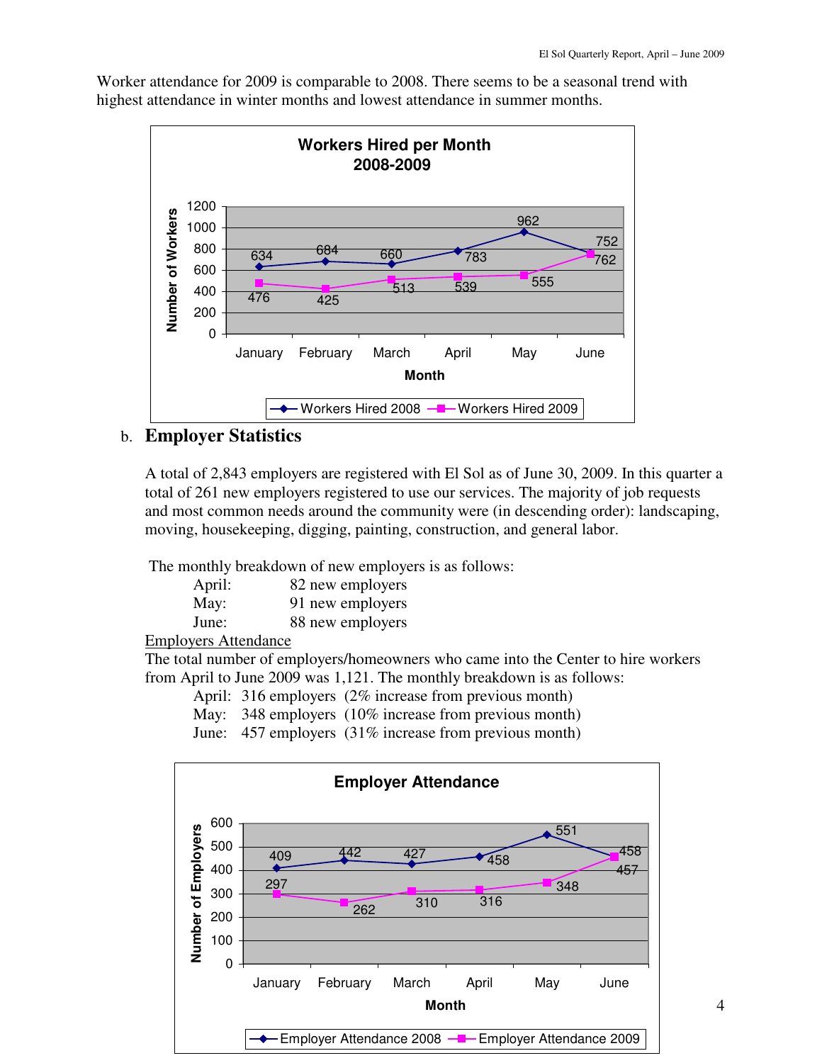Worker attendance for 2009 is comparable to 2008. There seems to be a seasonal trend with highest attendance in winter months and lowest attendance in summer months.

**Workers Hired per Month 2008-2009**

| Month | Workers Hired 2008 | Workers Hired 2009 |
|---|---|---|
| January | 634 | 476 |
| February | 684 | 425 |
| March | 660 | 513 |
| April | 783 | 539 |
| May | 962 | 555 |
| June | 752 | 762 |

## b. Employer Statistics

A total of 2,843 employers are registered with El Sol as of June 30, 2009. In this quarter a total of 261 new employers registered to use our services. The majority of job requests and most common needs around the community were (in descending order): landscaping, moving, housekeeping, digging, painting, construction, and general labor.

The monthly breakdown of new employers is as follows:

- April: 82 new employers
- May: 91 new employers
- June: 88 new employers

Employers Attendance

The total number of employers/homeowners who came into the Center to hire workers from April to June 2009 was 1,121. The monthly breakdown is as follows:

- April: 316 employers (2% increase from previous month)
- May: 348 employers (10% increase from previous month)
- June: 457 employers (31% increase from previous month)

**Employer Attendance**

| Month | Employer Attendance 2008 | Employer Attendance 2009 |
|---|---|---|
| January | 409 | 297 |
| February | 442 | 262 |
| March | 427 | 310 |
| April | 458 | 316 |
| May | 551 | 348 |
| June | 458 | 457 |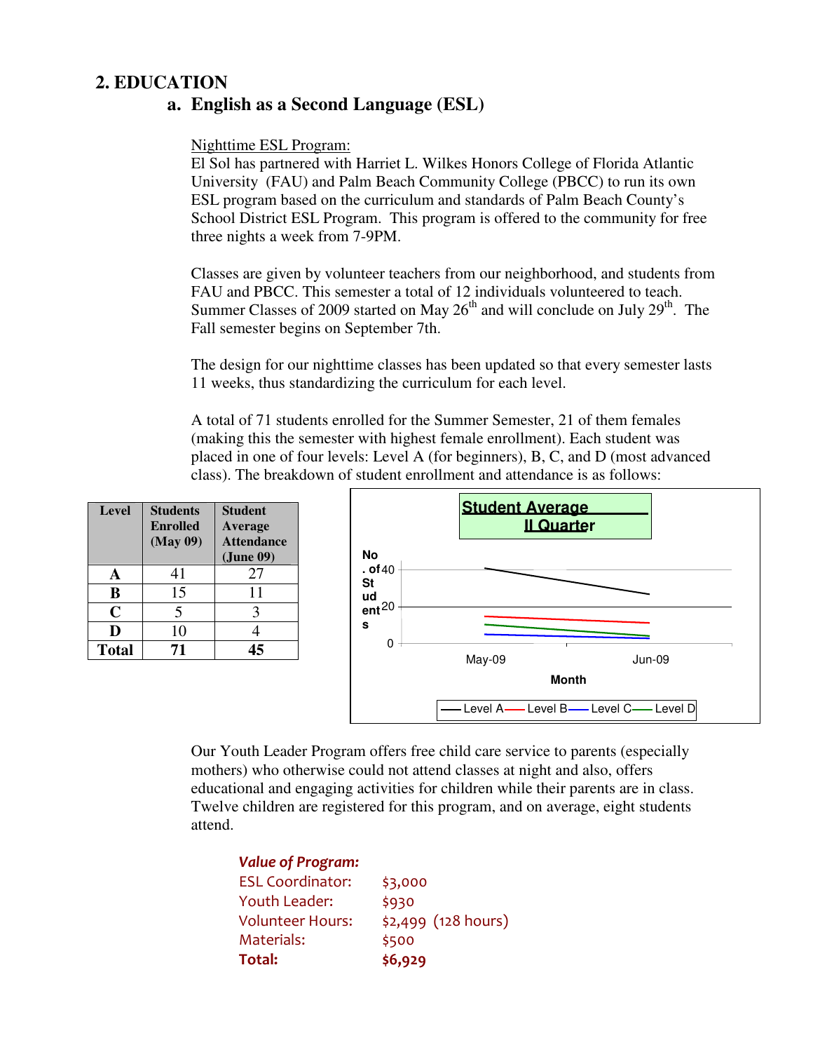## 2. EDUCATION

### a. English as a Second Language (ESL)

Nighttime ESL Program:

El Sol has partnered with Harriet L. Wilkes Honors College of Florida Atlantic University (FAU) and Palm Beach Community College (PBCC) to run its own ESL program based on the curriculum and standards of Palm Beach County's School District ESL Program. This program is offered to the community for free three nights a week from 7-9PM.

Classes are given by volunteer teachers from our neighborhood, and students from FAU and PBCC. This semester a total of 12 individuals volunteered to teach. Summer Classes of 2009 started on May 26th and will conclude on July 29th. The Fall semester begins on September 7th.

The design for our nighttime classes has been updated so that every semester lasts 11 weeks, thus standardizing the curriculum for each level.

A total of 71 students enrolled for the Summer Semester, 21 of them females (making this the semester with highest female enrollment). Each student was placed in one of four levels: Level A (for beginners), B, C, and D (most advanced class). The breakdown of student enrollment and attendance is as follows:

| Level | Students Enrolled (May 09) | Student Average Attendance (June 09) |
|---|---|---|
| A | 41 | 27 |
| B | 15 | 11 |
| C | 5 | 3 |
| D | 10 | 4 |
| **Total** | **71** | **45** |

Our Youth Leader Program offers free child care service to parents (especially mothers) who otherwise could not attend classes at night and also, offers educational and engaging activities for children while their parents are in class. Twelve children are registered for this program, and on average, eight students attend.

***Value of Program:***

| | |
|---|---|
| ESL Coordinator: | $3,000 |
| Youth Leader: | $930 |
| Volunteer Hours: | $2,499 (128 hours) |
| Materials: | $500 |
| **Total:** | **$6,929** |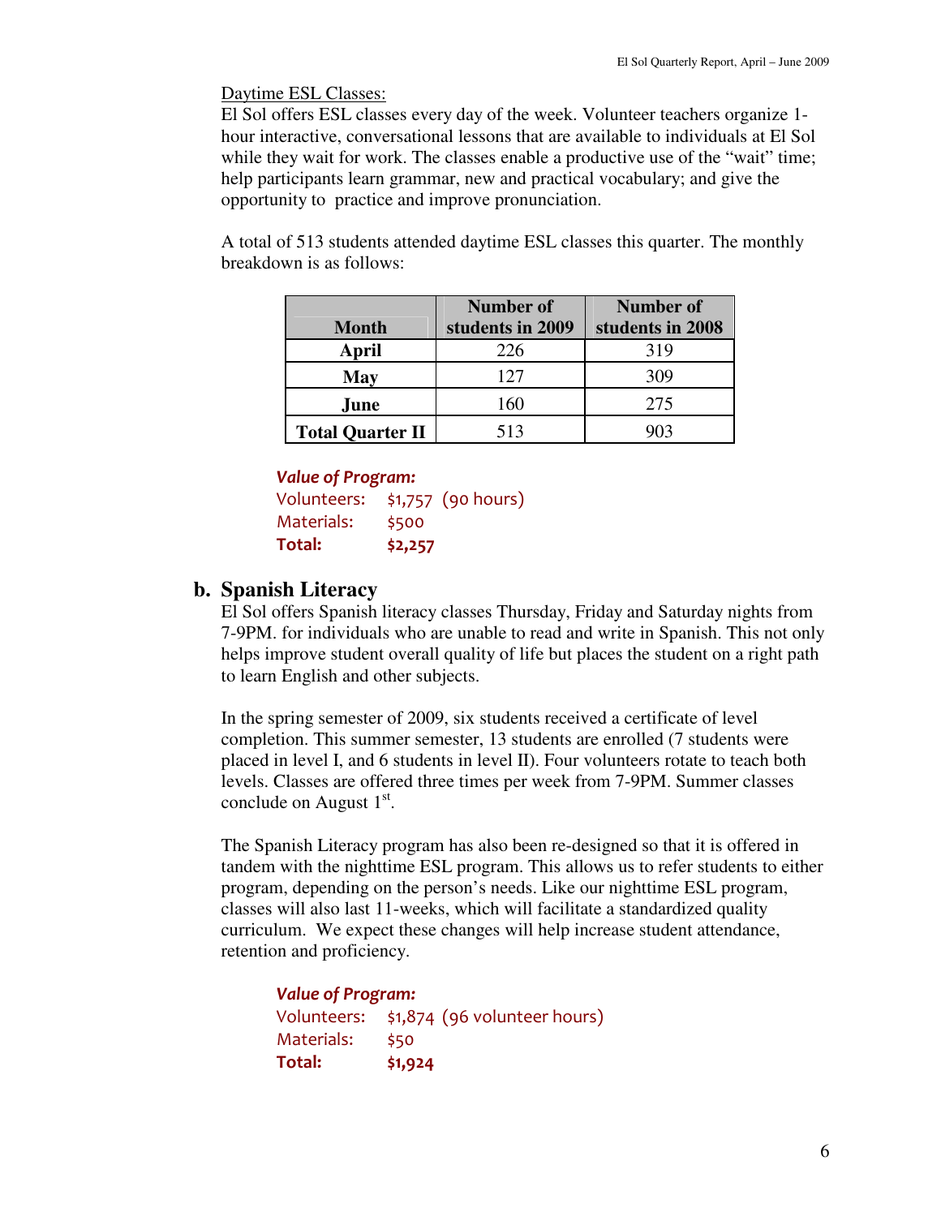Daytime ESL Classes:

El Sol offers ESL classes every day of the week. Volunteer teachers organize 1-hour interactive, conversational lessons that are available to individuals at El Sol while they wait for work. The classes enable a productive use of the "wait" time; help participants learn grammar, new and practical vocabulary; and give the opportunity to practice and improve pronunciation.

A total of 513 students attended daytime ESL classes this quarter. The monthly breakdown is as follows:

| Month | Number of students in 2009 | Number of students in 2008 |
|---|---|---|
| **April** | 226 | 319 |
| **May** | 127 | 309 |
| **June** | 160 | 275 |
| **Total Quarter II** | 513 | 903 |

***Value of Program:***

Volunteers: $1,757 (90 hours)
Materials: $500
**Total: $2,257**

## b. Spanish Literacy

El Sol offers Spanish literacy classes Thursday, Friday and Saturday nights from 7-9PM. for individuals who are unable to read and write in Spanish. This not only helps improve student overall quality of life but places the student on a right path to learn English and other subjects.

In the spring semester of 2009, six students received a certificate of level completion. This summer semester, 13 students are enrolled (7 students were placed in level I, and 6 students in level II). Four volunteers rotate to teach both levels. Classes are offered three times per week from 7-9PM. Summer classes conclude on August 1st.

The Spanish Literacy program has also been re-designed so that it is offered in tandem with the nighttime ESL program. This allows us to refer students to either program, depending on the person's needs. Like our nighttime ESL program, classes will also last 11-weeks, which will facilitate a standardized quality curriculum. We expect these changes will help increase student attendance, retention and proficiency.

***Value of Program:***

Volunteers: $1,874 (96 volunteer hours)
Materials: $50
**Total: $1,924**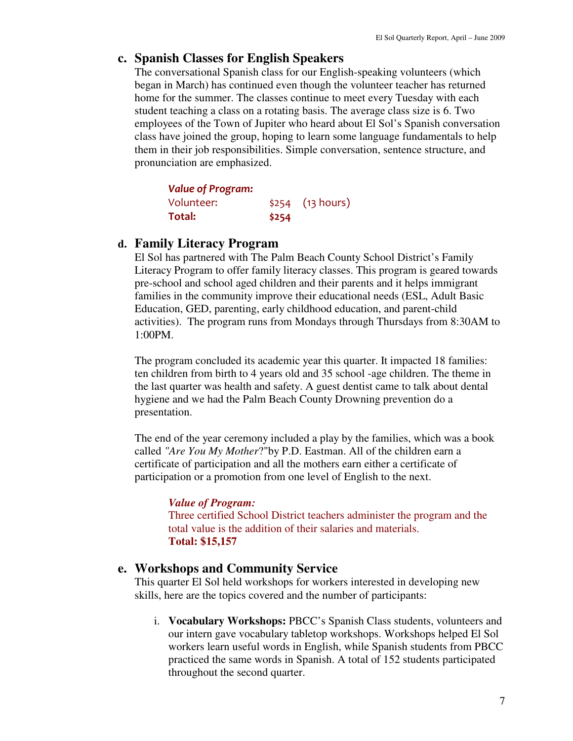## c. Spanish Classes for English Speakers

The conversational Spanish class for our English-speaking volunteers (which began in March) has continued even though the volunteer teacher has returned home for the summer. The classes continue to meet every Tuesday with each student teaching a class on a rotating basis. The average class size is 6. Two employees of the Town of Jupiter who heard about El Sol's Spanish conversation class have joined the group, hoping to learn some language fundamentals to help them in their job responsibilities. Simple conversation, sentence structure, and pronunciation are emphasized.

***Value of Program:***

| | | |
|---|---|---|
| Volunteer: | $254 | (13 hours) |
| **Total:** | **$254** | |

## d. Family Literacy Program

El Sol has partnered with The Palm Beach County School District's Family Literacy Program to offer family literacy classes. This program is geared towards pre-school and school aged children and their parents and it helps immigrant families in the community improve their educational needs (ESL, Adult Basic Education, GED, parenting, early childhood education, and parent-child activities). The program runs from Mondays through Thursdays from 8:30AM to 1:00PM.

The program concluded its academic year this quarter. It impacted 18 families: ten children from birth to 4 years old and 35 school -age children. The theme in the last quarter was health and safety. A guest dentist came to talk about dental hygiene and we had the Palm Beach County Drowning prevention do a presentation.

The end of the year ceremony included a play by the families, which was a book called *"Are You My Mother*?"by P.D. Eastman. All of the children earn a certificate of participation and all the mothers earn either a certificate of participation or a promotion from one level of English to the next.

***Value of Program:***
Three certified School District teachers administer the program and the total value is the addition of their salaries and materials.
**Total: $15,157**

## e. Workshops and Community Service

This quarter El Sol held workshops for workers interested in developing new skills, here are the topics covered and the number of participants:

i. **Vocabulary Workshops:** PBCC's Spanish Class students, volunteers and our intern gave vocabulary tabletop workshops. Workshops helped El Sol workers learn useful words in English, while Spanish students from PBCC practiced the same words in Spanish. A total of 152 students participated throughout the second quarter.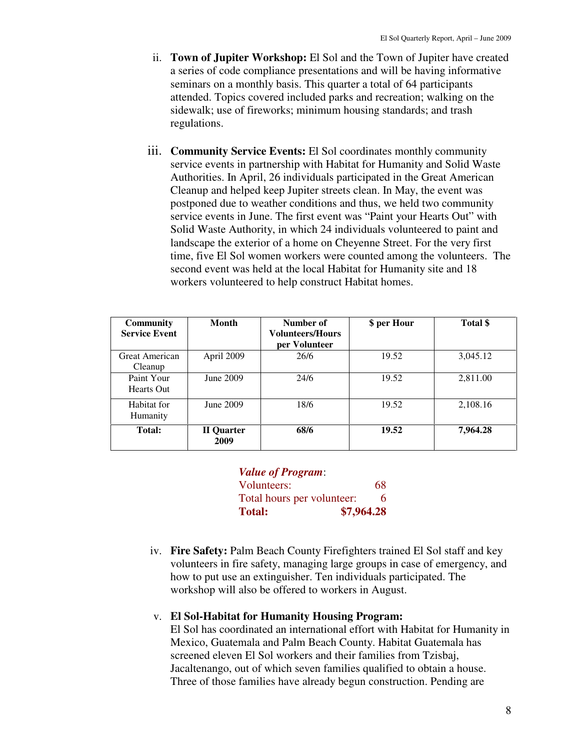ii. **Town of Jupiter Workshop:** El Sol and the Town of Jupiter have created a series of code compliance presentations and will be having informative seminars on a monthly basis. This quarter a total of 64 participants attended. Topics covered included parks and recreation; walking on the sidewalk; use of fireworks; minimum housing standards; and trash regulations.

iii. **Community Service Events:** El Sol coordinates monthly community service events in partnership with Habitat for Humanity and Solid Waste Authorities. In April, 26 individuals participated in the Great American Cleanup and helped keep Jupiter streets clean. In May, the event was postponed due to weather conditions and thus, we held two community service events in June. The first event was "Paint your Hearts Out" with Solid Waste Authority, in which 24 individuals volunteered to paint and landscape the exterior of a home on Cheyenne Street. For the very first time, five El Sol women workers were counted among the volunteers. The second event was held at the local Habitat for Humanity site and 18 workers volunteered to help construct Habitat homes.

| Community Service Event | Month | Number of Volunteers/Hours per Volunteer | $ per Hour | Total $ |
|---|---|---|---|---|
| Great American Cleanup | April 2009 | 26/6 | 19.52 | 3,045.12 |
| Paint Your Hearts Out | June 2009 | 24/6 | 19.52 | 2,811.00 |
| Habitat for Humanity | June 2009 | 18/6 | 19.52 | 2,108.16 |
| **Total:** | **II Quarter 2009** | **68/6** | **19.52** | **7,964.28** |

***Value of Program***:
Volunteers: 68
Total hours per volunteer: 6
**Total: $7,964.28**

iv. **Fire Safety:** Palm Beach County Firefighters trained El Sol staff and key volunteers in fire safety, managing large groups in case of emergency, and how to put use an extinguisher. Ten individuals participated. The workshop will also be offered to workers in August.

v. **El Sol-Habitat for Humanity Housing Program:**
El Sol has coordinated an international effort with Habitat for Humanity in Mexico, Guatemala and Palm Beach County. Habitat Guatemala has screened eleven El Sol workers and their families from Tzisbaj, Jacaltenango, out of which seven families qualified to obtain a house. Three of those families have already begun construction. Pending are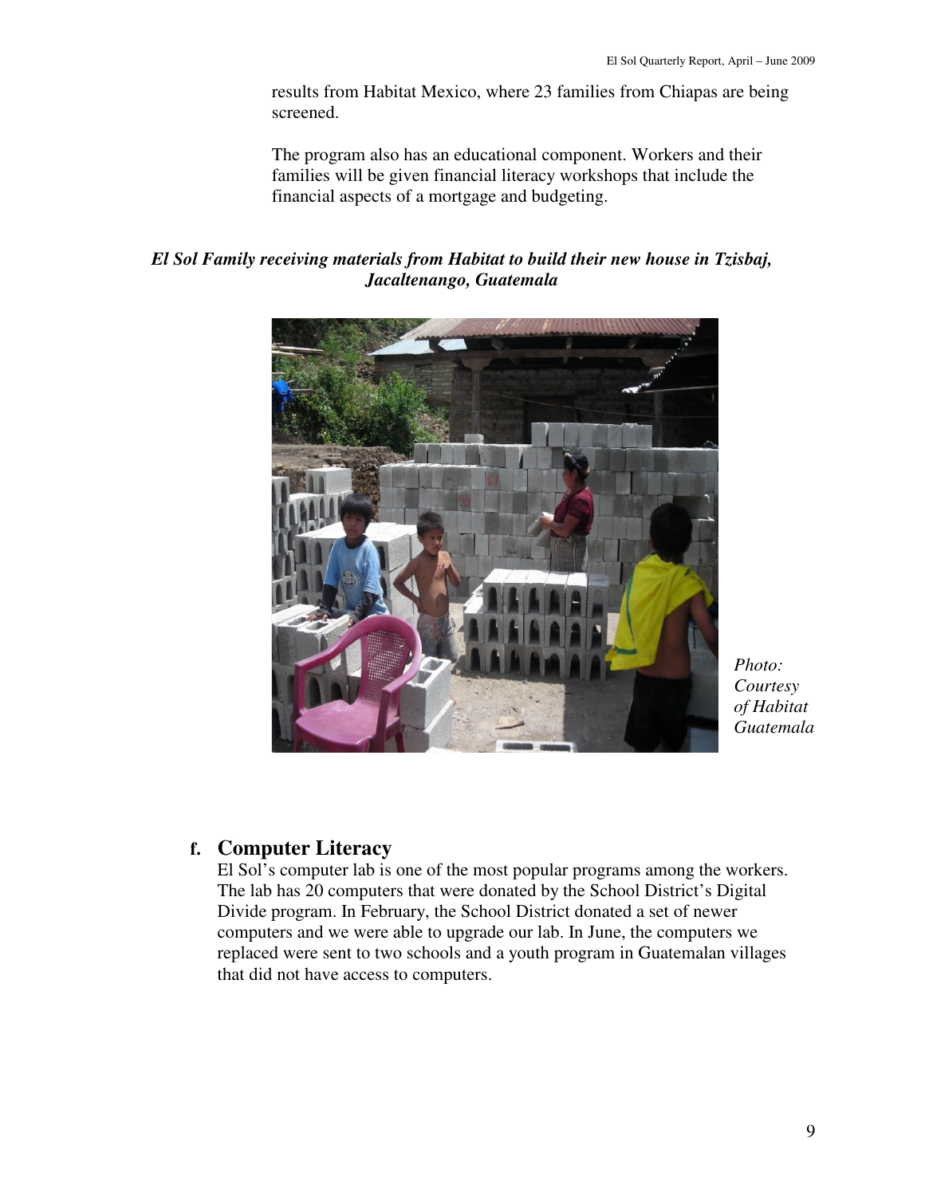results from Habitat Mexico, where 23 families from Chiapas are being screened.

The program also has an educational component. Workers and their families will be given financial literacy workshops that include the financial aspects of a mortgage and budgeting.

***El Sol Family receiving materials from Habitat to build their new house in Tzisbaj, Jacaltenango, Guatemala***

*Photo: Courtesy of Habitat Guatemala*

## f. Computer Literacy

El Sol's computer lab is one of the most popular programs among the workers. The lab has 20 computers that were donated by the School District's Digital Divide program. In February, the School District donated a set of newer computers and we were able to upgrade our lab. In June, the computers we replaced were sent to two schools and a youth program in Guatemalan villages that did not have access to computers.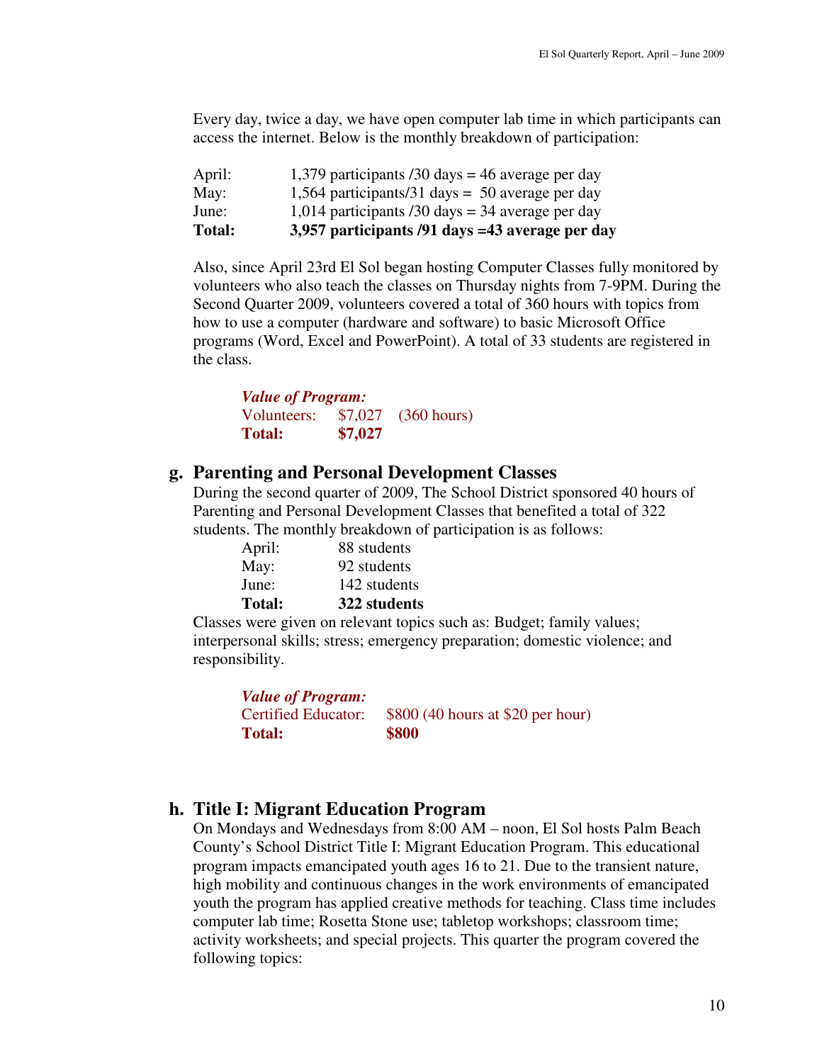Every day, twice a day, we have open computer lab time in which participants can access the internet. Below is the monthly breakdown of participation:

| | |
|---|---|
| April: | 1,379 participants /30 days = 46 average per day |
| May: | 1,564 participants/31 days = 50 average per day |
| June: | 1,014 participants /30 days = 34 average per day |
| **Total:** | **3,957 participants /91 days =43 average per day** |

Also, since April 23rd El Sol began hosting Computer Classes fully monitored by volunteers who also teach the classes on Thursday nights from 7-9PM. During the Second Quarter 2009, volunteers covered a total of 360 hours with topics from how to use a computer (hardware and software) to basic Microsoft Office programs (Word, Excel and PowerPoint). A total of 33 students are registered in the class.

***Value of Program:***

| | | |
|---|---|---|
| Volunteers: | $7,027 | (360 hours) |
| **Total:** | **$7,027** | |

## g. Parenting and Personal Development Classes

During the second quarter of 2009, The School District sponsored 40 hours of Parenting and Personal Development Classes that benefited a total of 322 students. The monthly breakdown of participation is as follows:

| | |
|---|---|
| April: | 88 students |
| May: | 92 students |
| June: | 142 students |
| **Total:** | **322 students** |

Classes were given on relevant topics such as: Budget; family values; interpersonal skills; stress; emergency preparation; domestic violence; and responsibility.

***Value of Program:***

| | |
|---|---|
| Certified Educator: | $800 (40 hours at $20 per hour) |
| **Total:** | **$800** |

## h. Title I: Migrant Education Program

On Mondays and Wednesdays from 8:00 AM – noon, El Sol hosts Palm Beach County's School District Title I: Migrant Education Program. This educational program impacts emancipated youth ages 16 to 21. Due to the transient nature, high mobility and continuous changes in the work environments of emancipated youth the program has applied creative methods for teaching. Class time includes computer lab time; Rosetta Stone use; tabletop workshops; classroom time; activity worksheets; and special projects. This quarter the program covered the following topics: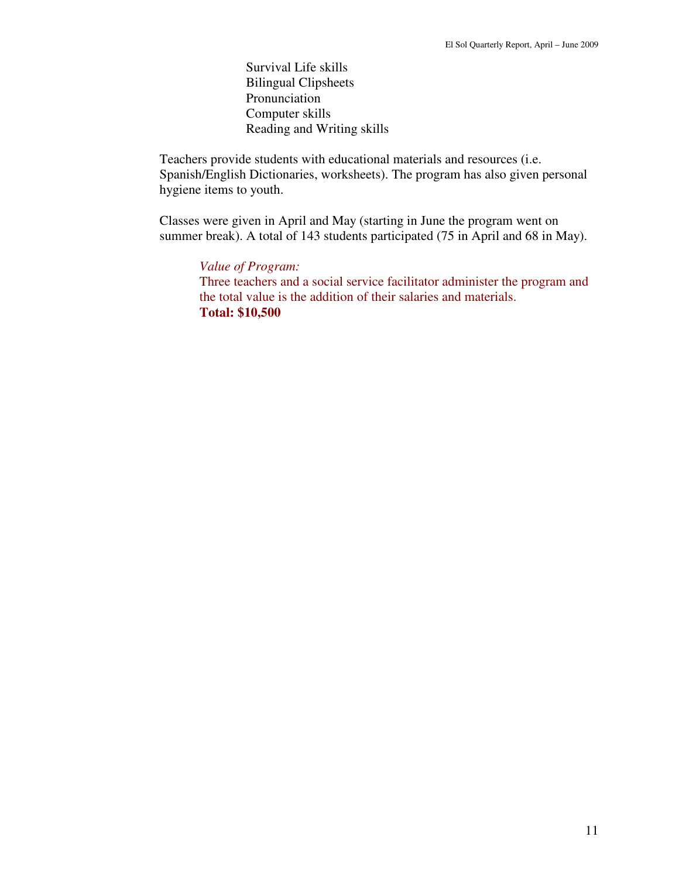- Survival Life skills
- Bilingual Clipsheets
- Pronunciation
- Computer skills
- Reading and Writing skills

Teachers provide students with educational materials and resources (i.e. Spanish/English Dictionaries, worksheets). The program has also given personal hygiene items to youth.

Classes were given in April and May (starting in June the program went on summer break). A total of 143 students participated (75 in April and 68 in May).

*Value of Program:*
Three teachers and a social service facilitator administer the program and the total value is the addition of their salaries and materials.
**Total: $10,500**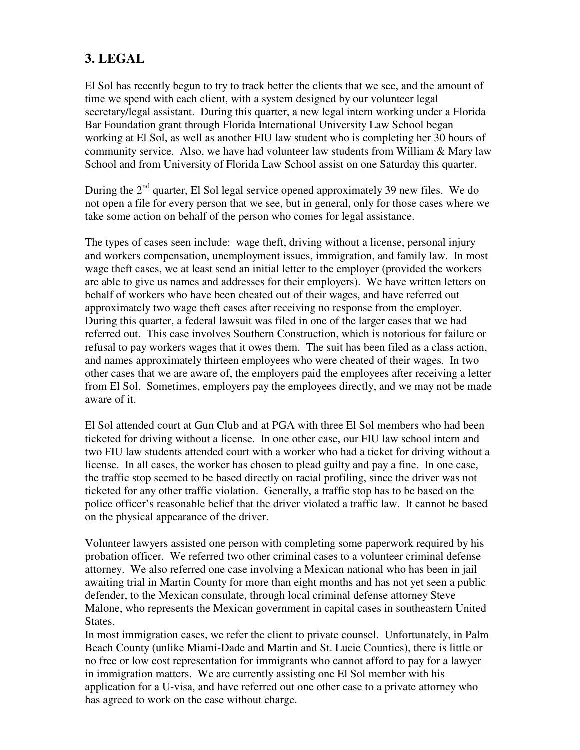## 3. LEGAL

El Sol has recently begun to try to track better the clients that we see, and the amount of time we spend with each client, with a system designed by our volunteer legal secretary/legal assistant. During this quarter, a new legal intern working under a Florida Bar Foundation grant through Florida International University Law School began working at El Sol, as well as another FIU law student who is completing her 30 hours of community service. Also, we have had volunteer law students from William & Mary law School and from University of Florida Law School assist on one Saturday this quarter.

During the 2nd quarter, El Sol legal service opened approximately 39 new files. We do not open a file for every person that we see, but in general, only for those cases where we take some action on behalf of the person who comes for legal assistance.

The types of cases seen include: wage theft, driving without a license, personal injury and workers compensation, unemployment issues, immigration, and family law. In most wage theft cases, we at least send an initial letter to the employer (provided the workers are able to give us names and addresses for their employers). We have written letters on behalf of workers who have been cheated out of their wages, and have referred out approximately two wage theft cases after receiving no response from the employer. During this quarter, a federal lawsuit was filed in one of the larger cases that we had referred out. This case involves Southern Construction, which is notorious for failure or refusal to pay workers wages that it owes them. The suit has been filed as a class action, and names approximately thirteen employees who were cheated of their wages. In two other cases that we are aware of, the employers paid the employees after receiving a letter from El Sol. Sometimes, employers pay the employees directly, and we may not be made aware of it.

El Sol attended court at Gun Club and at PGA with three El Sol members who had been ticketed for driving without a license. In one other case, our FIU law school intern and two FIU law students attended court with a worker who had a ticket for driving without a license. In all cases, the worker has chosen to plead guilty and pay a fine. In one case, the traffic stop seemed to be based directly on racial profiling, since the driver was not ticketed for any other traffic violation. Generally, a traffic stop has to be based on the police officer's reasonable belief that the driver violated a traffic law. It cannot be based on the physical appearance of the driver.

Volunteer lawyers assisted one person with completing some paperwork required by his probation officer. We referred two other criminal cases to a volunteer criminal defense attorney. We also referred one case involving a Mexican national who has been in jail awaiting trial in Martin County for more than eight months and has not yet seen a public defender, to the Mexican consulate, through local criminal defense attorney Steve Malone, who represents the Mexican government in capital cases in southeastern United States.

In most immigration cases, we refer the client to private counsel. Unfortunately, in Palm Beach County (unlike Miami-Dade and Martin and St. Lucie Counties), there is little or no free or low cost representation for immigrants who cannot afford to pay for a lawyer in immigration matters. We are currently assisting one El Sol member with his application for a U-visa, and have referred out one other case to a private attorney who has agreed to work on the case without charge.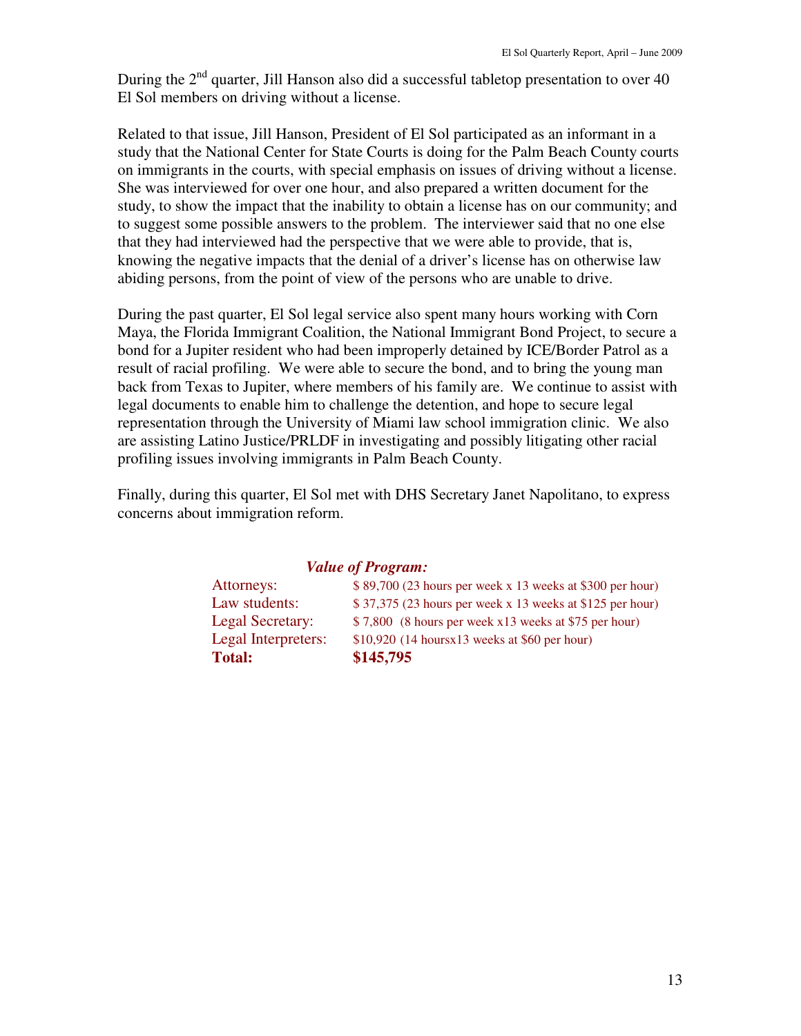During the 2nd quarter, Jill Hanson also did a successful tabletop presentation to over 40 El Sol members on driving without a license.

Related to that issue, Jill Hanson, President of El Sol participated as an informant in a study that the National Center for State Courts is doing for the Palm Beach County courts on immigrants in the courts, with special emphasis on issues of driving without a license. She was interviewed for over one hour, and also prepared a written document for the study, to show the impact that the inability to obtain a license has on our community; and to suggest some possible answers to the problem. The interviewer said that no one else that they had interviewed had the perspective that we were able to provide, that is, knowing the negative impacts that the denial of a driver's license has on otherwise law abiding persons, from the point of view of the persons who are unable to drive.

During the past quarter, El Sol legal service also spent many hours working with Corn Maya, the Florida Immigrant Coalition, the National Immigrant Bond Project, to secure a bond for a Jupiter resident who had been improperly detained by ICE/Border Patrol as a result of racial profiling. We were able to secure the bond, and to bring the young man back from Texas to Jupiter, where members of his family are. We continue to assist with legal documents to enable him to challenge the detention, and hope to secure legal representation through the University of Miami law school immigration clinic. We also are assisting Latino Justice/PRLDF in investigating and possibly litigating other racial profiling issues involving immigrants in Palm Beach County.

Finally, during this quarter, El Sol met with DHS Secretary Janet Napolitano, to express concerns about immigration reform.

***Value of Program:***

| | |
|---|---|
| Attorneys: | $ 89,700 (23 hours per week x 13 weeks at $300 per hour) |
| Law students: | $ 37,375 (23 hours per week x 13 weeks at $125 per hour) |
| Legal Secretary: | $ 7,800 (8 hours per week x13 weeks at $75 per hour) |
| Legal Interpreters: | $10,920 (14 hoursx13 weeks at $60 per hour) |
| **Total:** | **$145,795** |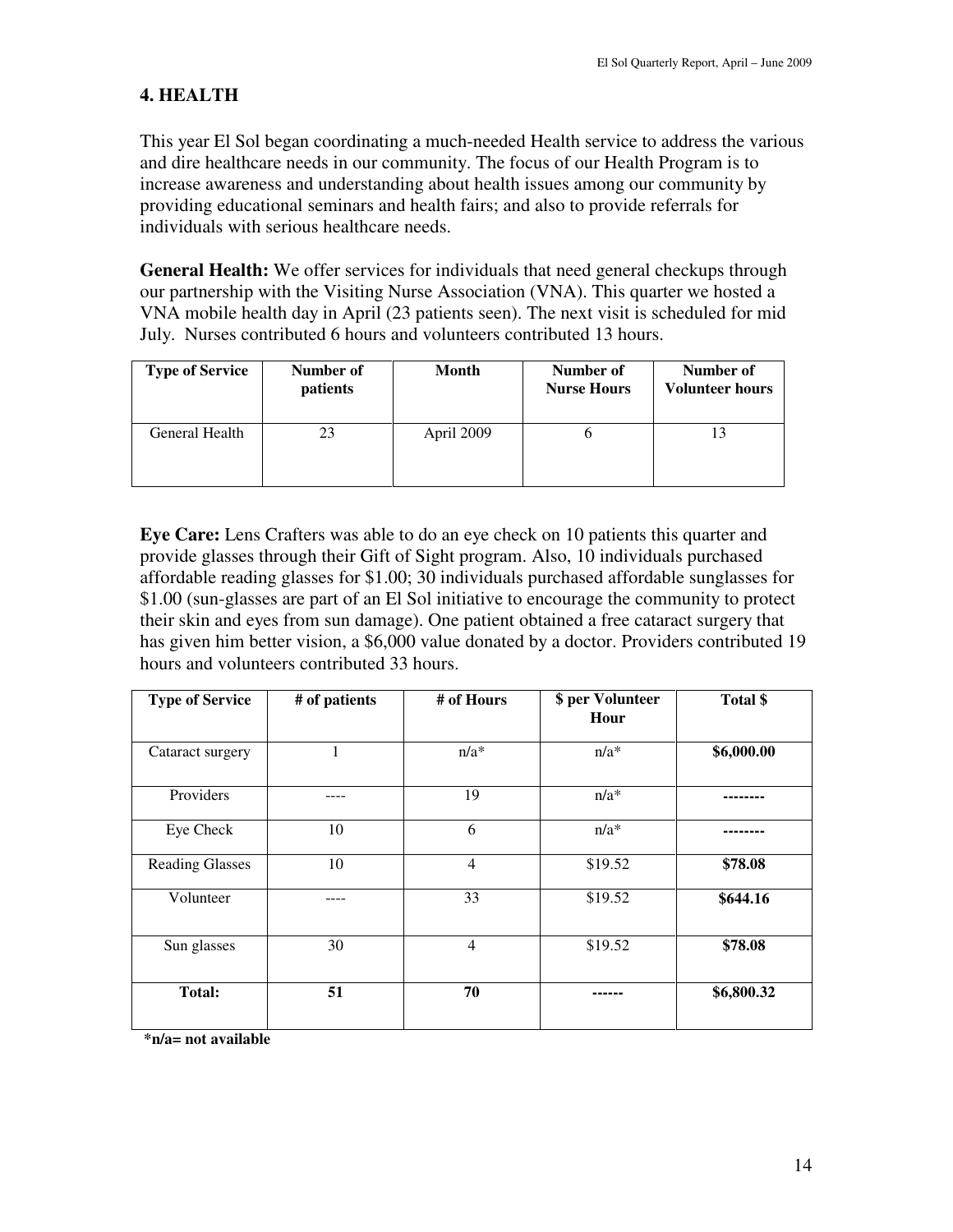## 4. HEALTH

This year El Sol began coordinating a much-needed Health service to address the various and dire healthcare needs in our community. The focus of our Health Program is to increase awareness and understanding about health issues among our community by providing educational seminars and health fairs; and also to provide referrals for individuals with serious healthcare needs.

**General Health:** We offer services for individuals that need general checkups through our partnership with the Visiting Nurse Association (VNA). This quarter we hosted a VNA mobile health day in April (23 patients seen). The next visit is scheduled for mid July. Nurses contributed 6 hours and volunteers contributed 13 hours.

| Type of Service | Number of patients | Month | Number of Nurse Hours | Number of Volunteer hours |
|---|---|---|---|---|
| General Health | 23 | April 2009 | 6 | 13 |

**Eye Care:** Lens Crafters was able to do an eye check on 10 patients this quarter and provide glasses through their Gift of Sight program. Also, 10 individuals purchased affordable reading glasses for $1.00; 30 individuals purchased affordable sunglasses for $1.00 (sun-glasses are part of an El Sol initiative to encourage the community to protect their skin and eyes from sun damage). One patient obtained a free cataract surgery that has given him better vision, a $6,000 value donated by a doctor. Providers contributed 19 hours and volunteers contributed 33 hours.

| Type of Service | # of patients | # of Hours | $ per Volunteer Hour | Total $ |
|---|---|---|---|---|
| Cataract surgery | 1 | n/a* | n/a* | **$6,000.00** |
| Providers | ---- | 19 | n/a* | **--------** |
| Eye Check | 10 | 6 | n/a* | **--------** |
| Reading Glasses | 10 | 4 | $19.52 | **$78.08** |
| Volunteer | ---- | 33 | $19.52 | **$644.16** |
| Sun glasses | 30 | 4 | $19.52 | **$78.08** |
| **Total:** | **51** | **70** | **------** | **$6,800.32** |

**\*n/a= not available**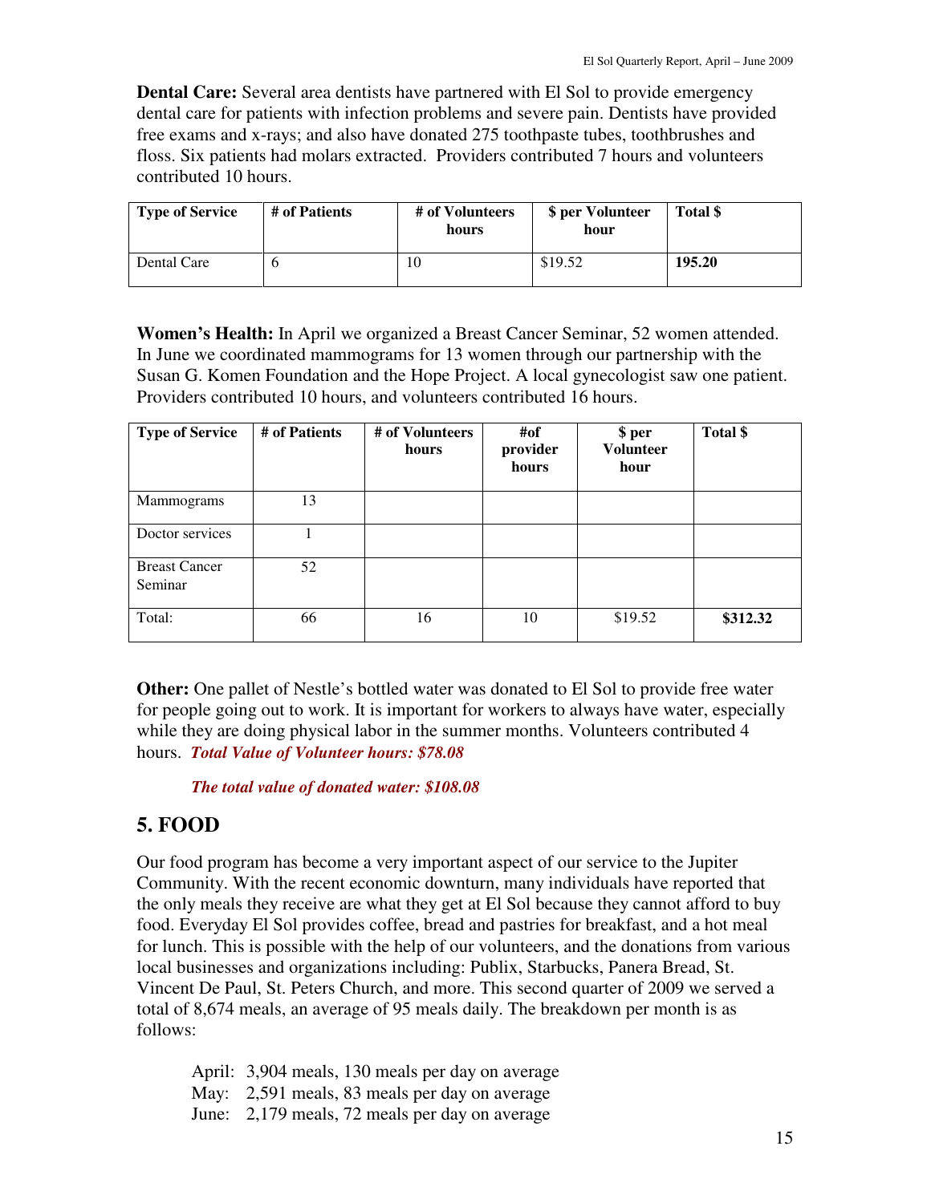**Dental Care:** Several area dentists have partnered with El Sol to provide emergency dental care for patients with infection problems and severe pain. Dentists have provided free exams and x-rays; and also have donated 275 toothpaste tubes, toothbrushes and floss. Six patients had molars extracted. Providers contributed 7 hours and volunteers contributed 10 hours.

| Type of Service | # of Patients | # of Volunteers hours | $ per Volunteer hour | Total $ |
|---|---|---|---|---|
| Dental Care | 6 | 10 | $19.52 | **195.20** |

**Women's Health:** In April we organized a Breast Cancer Seminar, 52 women attended. In June we coordinated mammograms for 13 women through our partnership with the Susan G. Komen Foundation and the Hope Project. A local gynecologist saw one patient. Providers contributed 10 hours, and volunteers contributed 16 hours.

| Type of Service | # of Patients | # of Volunteers hours | #of provider hours | $ per Volunteer hour | Total $ |
|---|---|---|---|---|---|
| Mammograms | 13 | | | | |
| Doctor services | 1 | | | | |
| Breast Cancer Seminar | 52 | | | | |
| Total: | 66 | 16 | 10 | $19.52 | **$312.32** |

**Other:** One pallet of Nestle's bottled water was donated to El Sol to provide free water for people going out to work. It is important for workers to always have water, especially while they are doing physical labor in the summer months. Volunteers contributed 4 hours. ***Total Value of Volunteer hours: $78.08***

***The total value of donated water: $108.08***

## 5. FOOD

Our food program has become a very important aspect of our service to the Jupiter Community. With the recent economic downturn, many individuals have reported that the only meals they receive are what they get at El Sol because they cannot afford to buy food. Everyday El Sol provides coffee, bread and pastries for breakfast, and a hot meal for lunch. This is possible with the help of our volunteers, and the donations from various local businesses and organizations including: Publix, Starbucks, Panera Bread, St. Vincent De Paul, St. Peters Church, and more. This second quarter of 2009 we served a total of 8,674 meals, an average of 95 meals daily. The breakdown per month is as follows:

April: 3,904 meals, 130 meals per day on average
May: 2,591 meals, 83 meals per day on average
June: 2,179 meals, 72 meals per day on average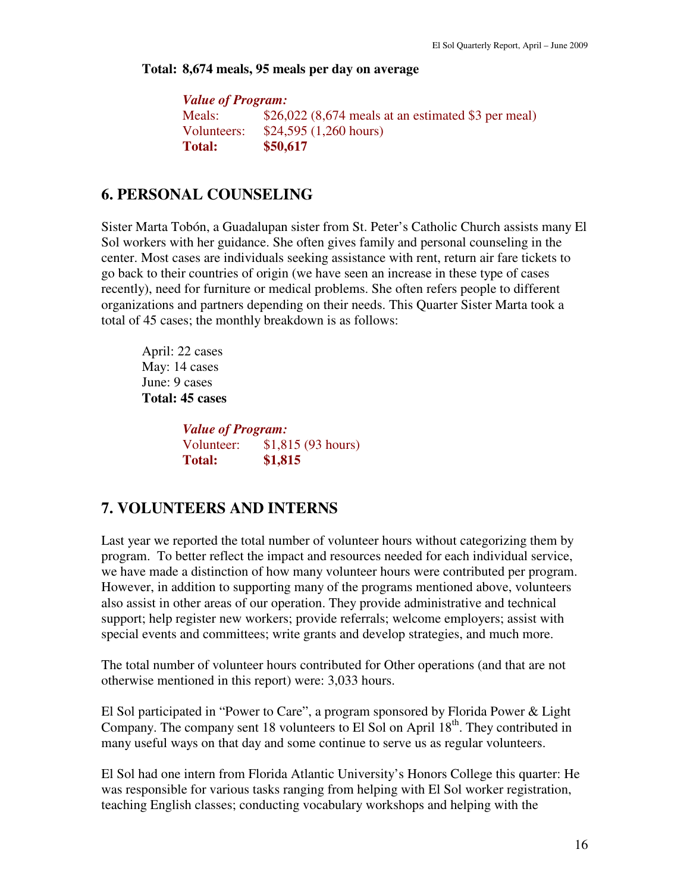**Total: 8,674 meals, 95 meals per day on average**

> ***Value of Program:***
> Meals: $26,022 (8,674 meals at an estimated $3 per meal)
> Volunteers: $24,595 (1,260 hours)
> **Total: $50,617**

## 6. PERSONAL COUNSELING

Sister Marta Tobón, a Guadalupan sister from St. Peter's Catholic Church assists many El Sol workers with her guidance. She often gives family and personal counseling in the center. Most cases are individuals seeking assistance with rent, return air fare tickets to go back to their countries of origin (we have seen an increase in these type of cases recently), need for furniture or medical problems. She often refers people to different organizations and partners depending on their needs. This Quarter Sister Marta took a total of 45 cases; the monthly breakdown is as follows:

April: 22 cases
May: 14 cases
June: 9 cases
**Total: 45 cases**

> ***Value of Program:***
> Volunteer: $1,815 (93 hours)
> **Total: $1,815**

## 7. VOLUNTEERS AND INTERNS

Last year we reported the total number of volunteer hours without categorizing them by program. To better reflect the impact and resources needed for each individual service, we have made a distinction of how many volunteer hours were contributed per program. However, in addition to supporting many of the programs mentioned above, volunteers also assist in other areas of our operation. They provide administrative and technical support; help register new workers; provide referrals; welcome employers; assist with special events and committees; write grants and develop strategies, and much more.

The total number of volunteer hours contributed for Other operations (and that are not otherwise mentioned in this report) were: 3,033 hours.

El Sol participated in "Power to Care", a program sponsored by Florida Power & Light Company. The company sent 18 volunteers to El Sol on April 18th. They contributed in many useful ways on that day and some continue to serve us as regular volunteers.

El Sol had one intern from Florida Atlantic University's Honors College this quarter: He was responsible for various tasks ranging from helping with El Sol worker registration, teaching English classes; conducting vocabulary workshops and helping with the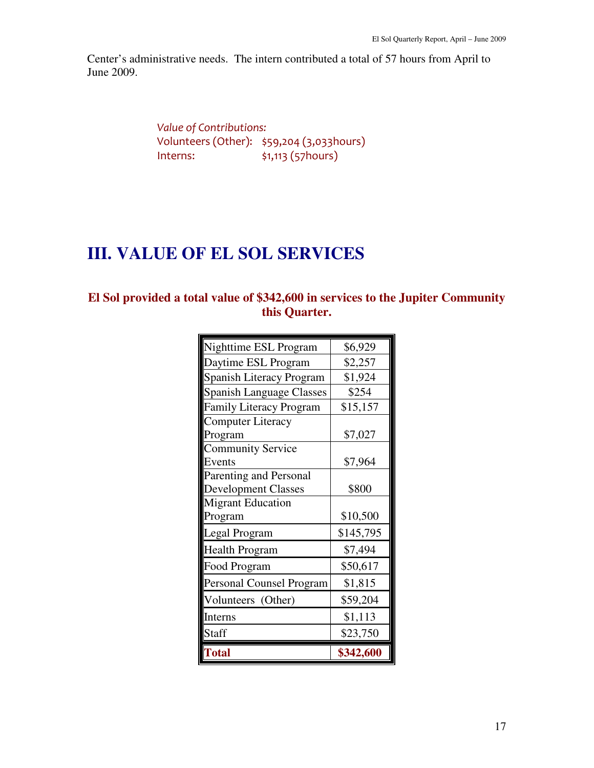Center's administrative needs. The intern contributed a total of 57 hours from April to June 2009.

*Value of Contributions:*
Volunteers (Other): $59,204 (3,033hours)
Interns: $1,113 (57hours)

# III. VALUE OF EL SOL SERVICES

**El Sol provided a total value of $342,600 in services to the Jupiter Community this Quarter.**

| Program | Value |
|---|---|
| Nighttime ESL Program | $6,929 |
| Daytime ESL Program | $2,257 |
| Spanish Literacy Program | $1,924 |
| Spanish Language Classes | $254 |
| Family Literacy Program | $15,157 |
| Computer Literacy Program | $7,027 |
| Community Service Events | $7,964 |
| Parenting and Personal Development Classes | $800 |
| Migrant Education Program | $10,500 |
| Legal Program | $145,795 |
| Health Program | $7,494 |
| Food Program | $50,617 |
| Personal Counsel Program | $1,815 |
| Volunteers (Other) | $59,204 |
| Interns | $1,113 |
| Staff | $23,750 |
| **Total** | **$342,600** |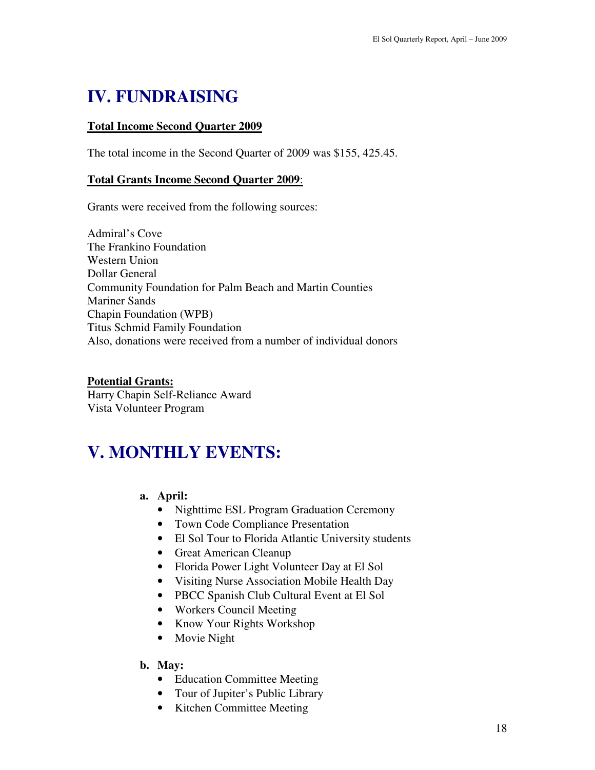# IV. FUNDRAISING

**Total Income Second Quarter 2009**

The total income in the Second Quarter of 2009 was $155, 425.45.

**Total Grants Income Second Quarter 2009**:

Grants were received from the following sources:

Admiral's Cove
The Frankino Foundation
Western Union
Dollar General
Community Foundation for Palm Beach and Martin Counties
Mariner Sands
Chapin Foundation (WPB)
Titus Schmid Family Foundation
Also, donations were received from a number of individual donors

**Potential Grants:**
Harry Chapin Self-Reliance Award
Vista Volunteer Program

# V. MONTHLY EVENTS:

a. **April:**
   - Nighttime ESL Program Graduation Ceremony
   - Town Code Compliance Presentation
   - El Sol Tour to Florida Atlantic University students
   - Great American Cleanup
   - Florida Power Light Volunteer Day at El Sol
   - Visiting Nurse Association Mobile Health Day
   - PBCC Spanish Club Cultural Event at El Sol
   - Workers Council Meeting
   - Know Your Rights Workshop
   - Movie Night

b. **May:**
   - Education Committee Meeting
   - Tour of Jupiter's Public Library
   - Kitchen Committee Meeting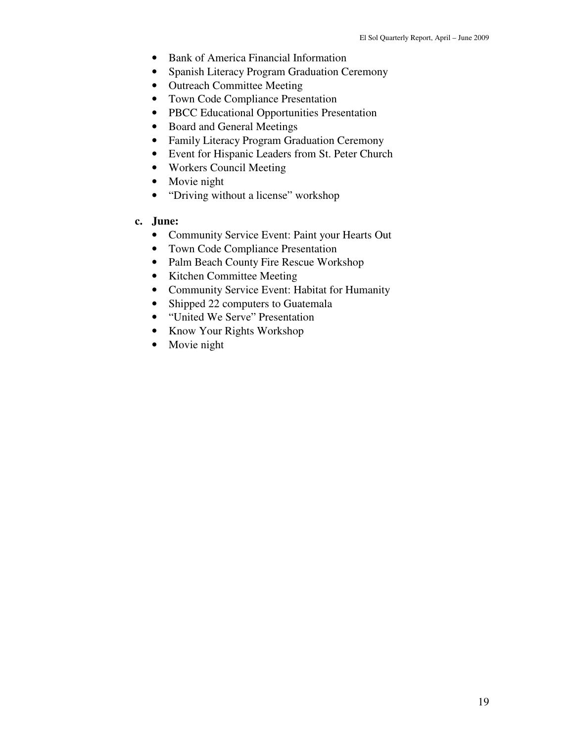- Bank of America Financial Information
- Spanish Literacy Program Graduation Ceremony
- Outreach Committee Meeting
- Town Code Compliance Presentation
- PBCC Educational Opportunities Presentation
- Board and General Meetings
- Family Literacy Program Graduation Ceremony
- Event for Hispanic Leaders from St. Peter Church
- Workers Council Meeting
- Movie night
- "Driving without a license" workshop

**c. June:**

- Community Service Event: Paint your Hearts Out
- Town Code Compliance Presentation
- Palm Beach County Fire Rescue Workshop
- Kitchen Committee Meeting
- Community Service Event: Habitat for Humanity
- Shipped 22 computers to Guatemala
- "United We Serve" Presentation
- Know Your Rights Workshop
- Movie night